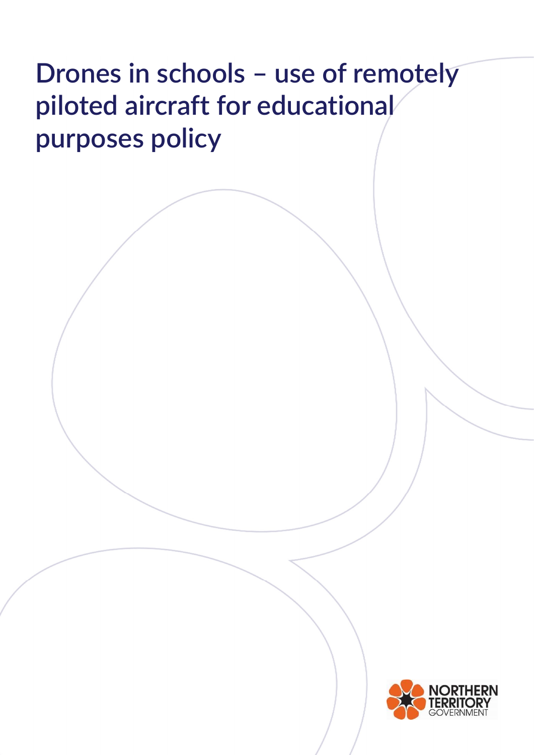# Drones in schools – use of remotely piloted aircraft for educational purposes policy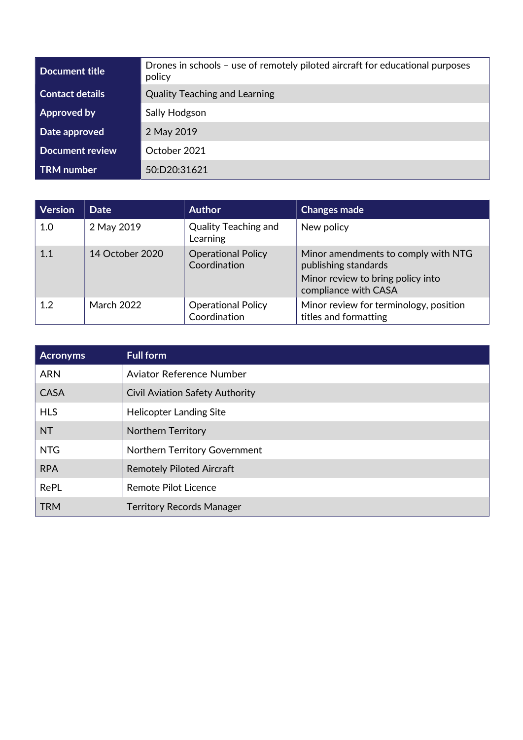| Document title | Drones in schools – use of remotely piloted aircraft for educational purposes policy |
| --- | --- |
| Contact details | Quality Teaching and Learning |
| Approved by | Sally Hodgson |
| Date approved | 2 May 2019 |
| Document review | October 2021 |
| TRM number | 50:D20:31621 |

| Version | Date | Author | Changes made |
| --- | --- | --- | --- |
| 1.0 | 2 May 2019 | Quality Teaching and Learning | New policy |
| 1.1 | 14 October 2020 | Operational Policy Coordination | Minor amendments to comply with NTG publishing standards<br>Minor review to bring policy into compliance with CASA |
| 1.2 | March 2022 | Operational Policy Coordination | Minor review for terminology, position titles and formatting |

| Acronyms | Full form |
| --- | --- |
| ARN | Aviator Reference Number |
| CASA | Civil Aviation Safety Authority |
| HLS | Helicopter Landing Site |
| NT | Northern Territory |
| NTG | Northern Territory Government |
| RPA | Remotely Piloted Aircraft |
| RePL | Remote Pilot Licence |
| TRM | Territory Records Manager |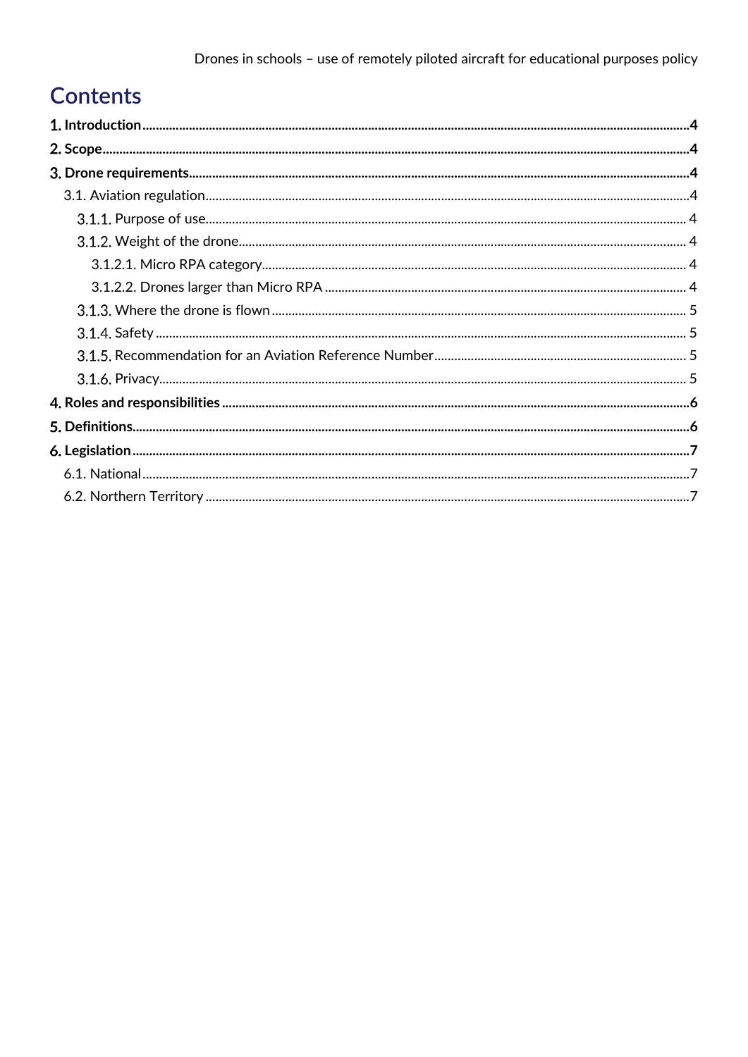# Contents

**1. Introduction** 4

**2. Scope** 4

**3. Drone requirements** 4

- 3.1. Aviation regulation 4
  - 3.1.1. Purpose of use 4
  - 3.1.2. Weight of the drone 4
    - 3.1.2.1. Micro RPA category 4
    - 3.1.2.2. Drones larger than Micro RPA 4
  - 3.1.3. Where the drone is flown 5
  - 3.1.4. Safety 5
  - 3.1.5. Recommendation for an Aviation Reference Number 5
  - 3.1.6. Privacy 5

**4. Roles and responsibilities** 6

**5. Definitions** 6

**6. Legislation** 7

- 6.1. National 7
- 6.2. Northern Territory 7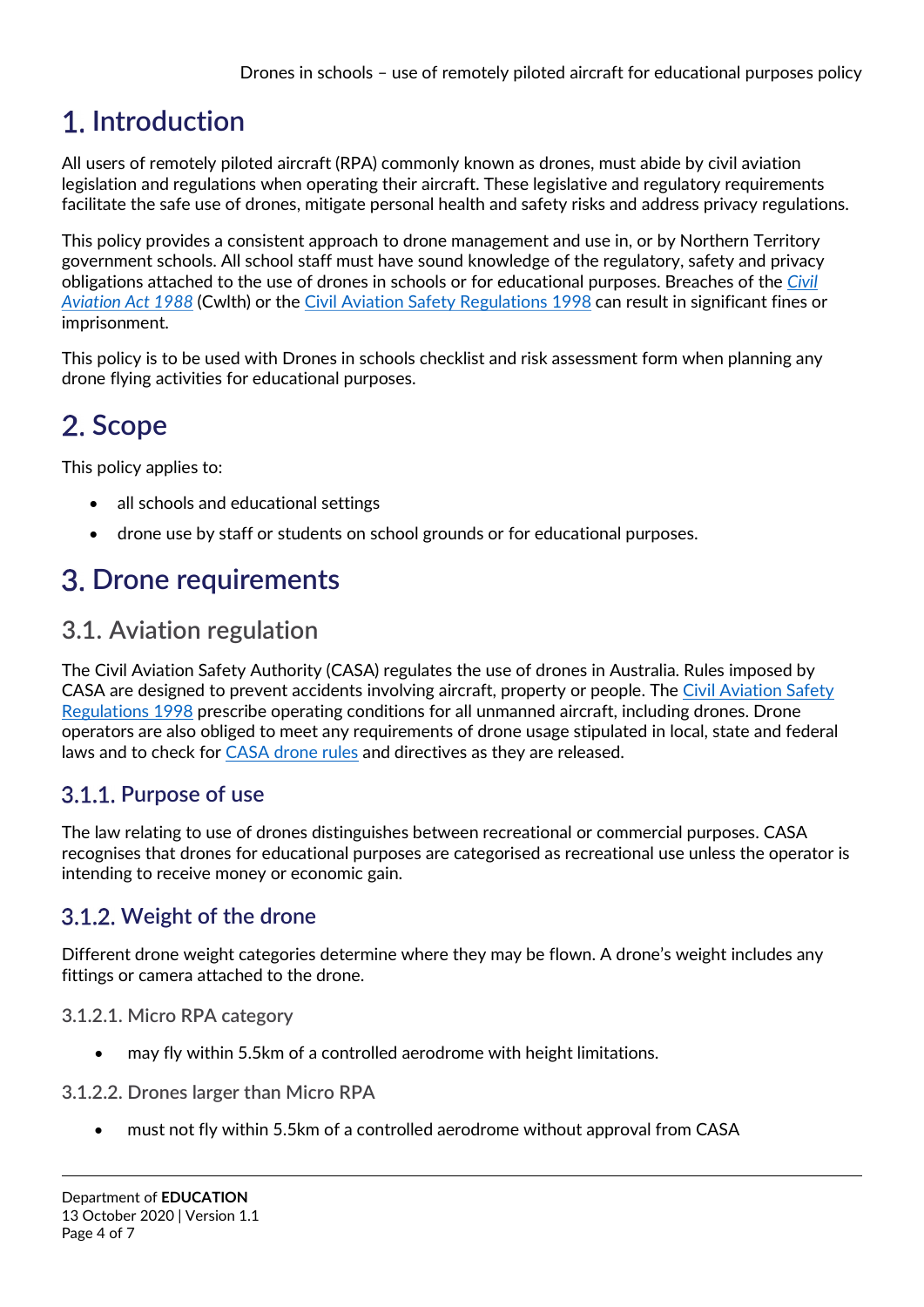# 1. Introduction

All users of remotely piloted aircraft (RPA) commonly known as drones, must abide by civil aviation legislation and regulations when operating their aircraft. These legislative and regulatory requirements facilitate the safe use of drones, mitigate personal health and safety risks and address privacy regulations.

This policy provides a consistent approach to drone management and use in, or by Northern Territory government schools. All school staff must have sound knowledge of the regulatory, safety and privacy obligations attached to the use of drones in schools or for educational purposes. Breaches of the *Civil Aviation Act 1988* (Cwlth) or the Civil Aviation Safety Regulations 1998 can result in significant fines or imprisonment.

This policy is to be used with Drones in schools checklist and risk assessment form when planning any drone flying activities for educational purposes.

# 2. Scope

This policy applies to:

- all schools and educational settings
- drone use by staff or students on school grounds or for educational purposes.

# 3. Drone requirements

## 3.1. Aviation regulation

The Civil Aviation Safety Authority (CASA) regulates the use of drones in Australia. Rules imposed by CASA are designed to prevent accidents involving aircraft, property or people. The Civil Aviation Safety Regulations 1998 prescribe operating conditions for all unmanned aircraft, including drones. Drone operators are also obliged to meet any requirements of drone usage stipulated in local, state and federal laws and to check for CASA drone rules and directives as they are released.

### 3.1.1. Purpose of use

The law relating to use of drones distinguishes between recreational or commercial purposes. CASA recognises that drones for educational purposes are categorised as recreational use unless the operator is intending to receive money or economic gain.

### 3.1.2. Weight of the drone

Different drone weight categories determine where they may be flown. A drone's weight includes any fittings or camera attached to the drone.

#### 3.1.2.1. Micro RPA category

- may fly within 5.5km of a controlled aerodrome with height limitations.

#### 3.1.2.2. Drones larger than Micro RPA

- must not fly within 5.5km of a controlled aerodrome without approval from CASA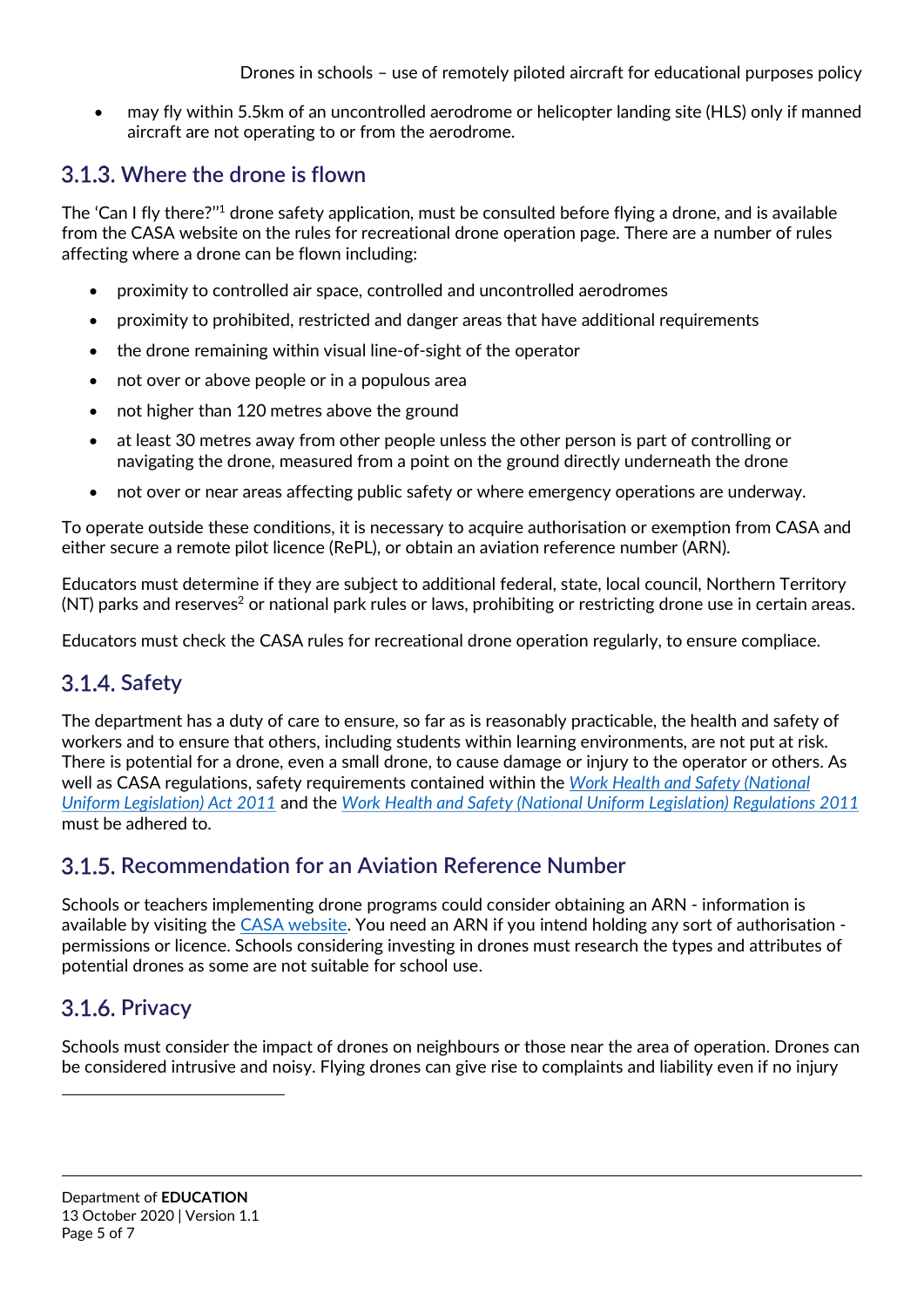- may fly within 5.5km of an uncontrolled aerodrome or helicopter landing site (HLS) only if manned aircraft are not operating to or from the aerodrome.

### 3.1.3. Where the drone is flown

The 'Can I fly there?"[1] drone safety application, must be consulted before flying a drone, and is available from the CASA website on the rules for recreational drone operation page. There are a number of rules affecting where a drone can be flown including:

- proximity to controlled air space, controlled and uncontrolled aerodromes
- proximity to prohibited, restricted and danger areas that have additional requirements
- the drone remaining within visual line-of-sight of the operator
- not over or above people or in a populous area
- not higher than 120 metres above the ground
- at least 30 metres away from other people unless the other person is part of controlling or navigating the drone, measured from a point on the ground directly underneath the drone
- not over or near areas affecting public safety or where emergency operations are underway.

To operate outside these conditions, it is necessary to acquire authorisation or exemption from CASA and either secure a remote pilot licence (RePL), or obtain an aviation reference number (ARN).

Educators must determine if they are subject to additional federal, state, local council, Northern Territory (NT) parks and reserves[2] or national park rules or laws, prohibiting or restricting drone use in certain areas.

Educators must check the CASA rules for recreational drone operation regularly, to ensure compliace.

### 3.1.4. Safety

The department has a duty of care to ensure, so far as is reasonably practicable, the health and safety of workers and to ensure that others, including students within learning environments, are not put at risk. There is potential for a drone, even a small drone, to cause damage or injury to the operator or others. As well as CASA regulations, safety requirements contained within the *Work Health and Safety (National Uniform Legislation) Act 2011* and the *Work Health and Safety (National Uniform Legislation) Regulations 2011* must be adhered to.

### 3.1.5. Recommendation for an Aviation Reference Number

Schools or teachers implementing drone programs could consider obtaining an ARN - information is available by visiting the CASA website. You need an ARN if you intend holding any sort of authorisation - permissions or licence. Schools considering investing in drones must research the types and attributes of potential drones as some are not suitable for school use.

### 3.1.6. Privacy

Schools must consider the impact of drones on neighbours or those near the area of operation. Drones can be considered intrusive and noisy. Flying drones can give rise to complaints and liability even if no injury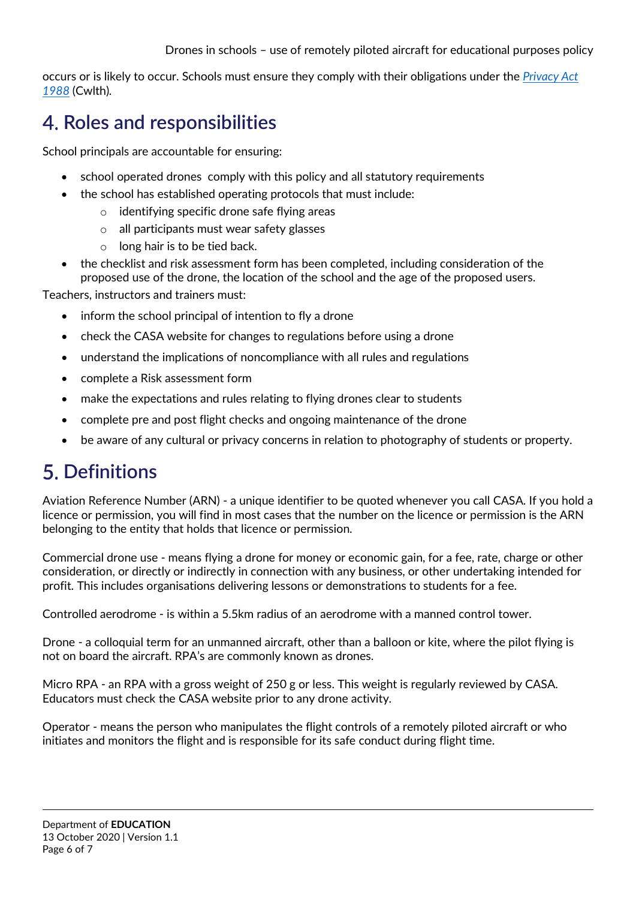occurs or is likely to occur. Schools must ensure they comply with their obligations under the *Privacy Act 1988* (Cwlth).

## 4. Roles and responsibilities

School principals are accountable for ensuring:

- school operated drones comply with this policy and all statutory requirements
- the school has established operating protocols that must include:
  - identifying specific drone safe flying areas
  - all participants must wear safety glasses
  - long hair is to be tied back.
- the checklist and risk assessment form has been completed, including consideration of the proposed use of the drone, the location of the school and the age of the proposed users.

Teachers, instructors and trainers must:

- inform the school principal of intention to fly a drone
- check the CASA website for changes to regulations before using a drone
- understand the implications of noncompliance with all rules and regulations
- complete a Risk assessment form
- make the expectations and rules relating to flying drones clear to students
- complete pre and post flight checks and ongoing maintenance of the drone
- be aware of any cultural or privacy concerns in relation to photography of students or property.

## 5. Definitions

Aviation Reference Number (ARN) - a unique identifier to be quoted whenever you call CASA. If you hold a licence or permission, you will find in most cases that the number on the licence or permission is the ARN belonging to the entity that holds that licence or permission.

Commercial drone use - means flying a drone for money or economic gain, for a fee, rate, charge or other consideration, or directly or indirectly in connection with any business, or other undertaking intended for profit. This includes organisations delivering lessons or demonstrations to students for a fee.

Controlled aerodrome - is within a 5.5km radius of an aerodrome with a manned control tower.

Drone - a colloquial term for an unmanned aircraft, other than a balloon or kite, where the pilot flying is not on board the aircraft. RPA's are commonly known as drones.

Micro RPA - an RPA with a gross weight of 250 g or less. This weight is regularly reviewed by CASA. Educators must check the CASA website prior to any drone activity.

Operator - means the person who manipulates the flight controls of a remotely piloted aircraft or who initiates and monitors the flight and is responsible for its safe conduct during flight time.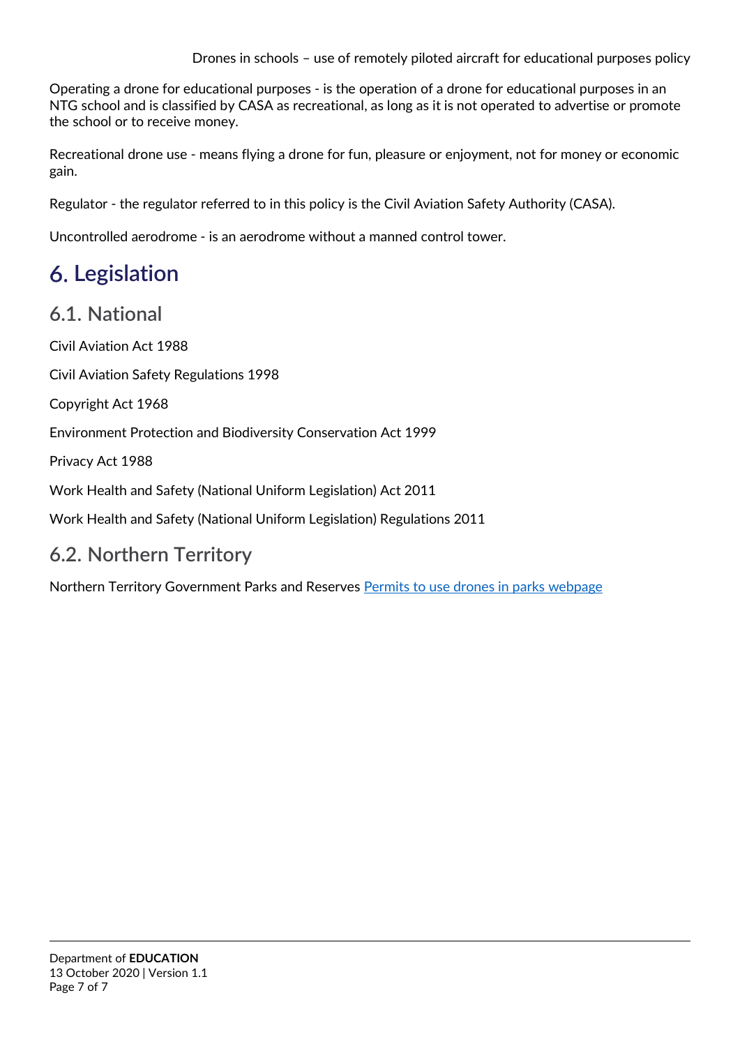Operating a drone for educational purposes - is the operation of a drone for educational purposes in an NTG school and is classified by CASA as recreational, as long as it is not operated to advertise or promote the school or to receive money.

Recreational drone use - means flying a drone for fun, pleasure or enjoyment, not for money or economic gain.

Regulator - the regulator referred to in this policy is the Civil Aviation Safety Authority (CASA).

Uncontrolled aerodrome - is an aerodrome without a manned control tower.

# 6. Legislation

## 6.1. National

Civil Aviation Act 1988

Civil Aviation Safety Regulations 1998

Copyright Act 1968

Environment Protection and Biodiversity Conservation Act 1999

Privacy Act 1988

Work Health and Safety (National Uniform Legislation) Act 2011

Work Health and Safety (National Uniform Legislation) Regulations 2011

## 6.2. Northern Territory

Northern Territory Government Parks and Reserves [Permits to use drones in parks webpage]